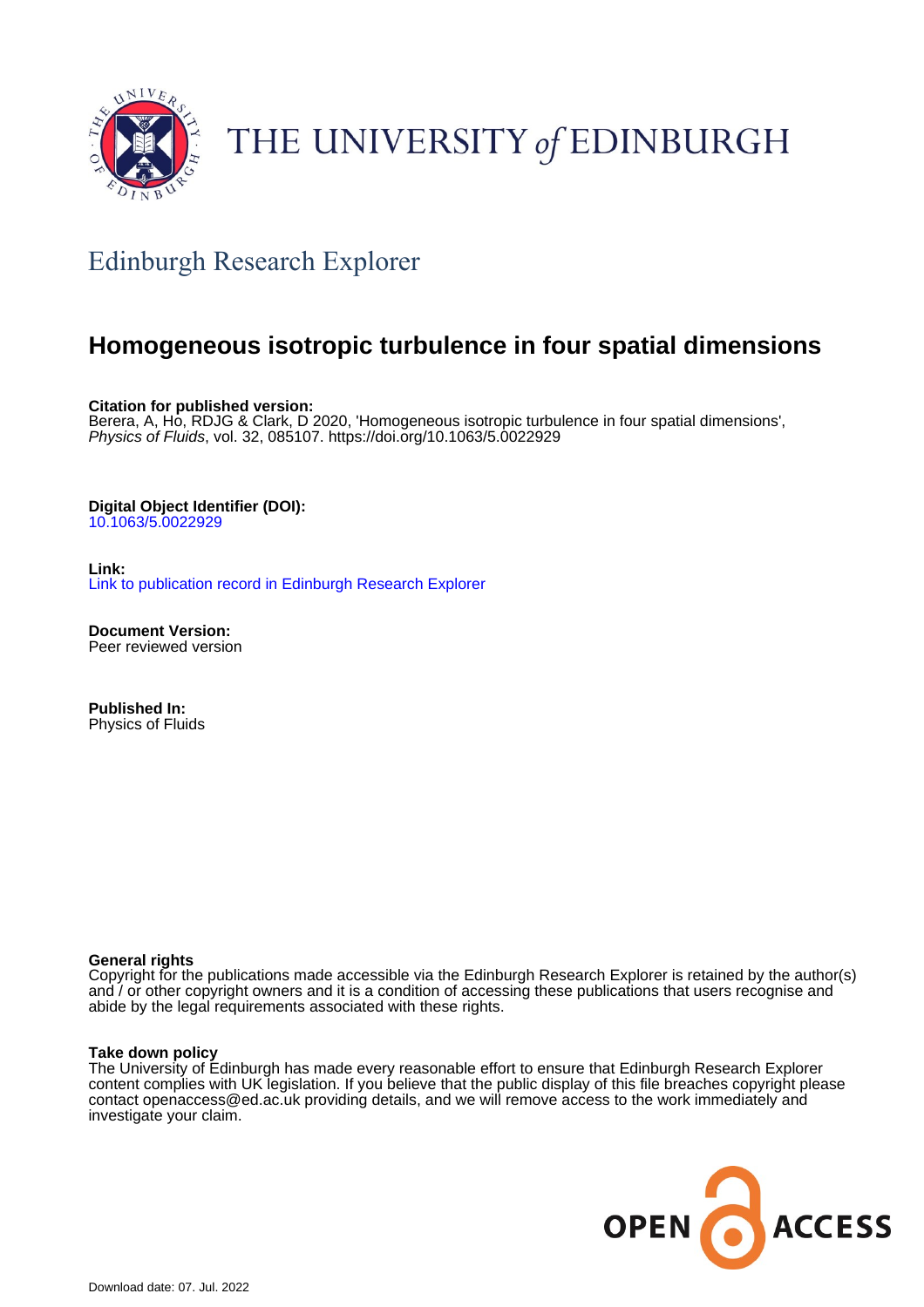THE UNIVERSITY *of* EDINBURGH

## Edinburgh Research Explorer

# Homogeneous isotropic turbulence in four spatial dimensions

**Citation for published version:**
Berera, A, Ho, RDJG & Clark, D 2020, 'Homogeneous isotropic turbulence in four spatial dimensions', *Physics of Fluids*, vol. 32, 085107. https://doi.org/10.1063/5.0022929

**Digital Object Identifier (DOI):**
10.1063/5.0022929

**Link:**
Link to publication record in Edinburgh Research Explorer

**Document Version:**
Peer reviewed version

**Published In:**
Physics of Fluids

**General rights**
Copyright for the publications made accessible via the Edinburgh Research Explorer is retained by the author(s) and / or other copyright owners and it is a condition of accessing these publications that users recognise and abide by the legal requirements associated with these rights.

**Take down policy**
The University of Edinburgh has made every reasonable effort to ensure that Edinburgh Research Explorer content complies with UK legislation. If you believe that the public display of this file breaches copyright please contact openaccess@ed.ac.uk providing details, and we will remove access to the work immediately and investigate your claim.

OPEN ACCESS

Download date: 07. Jul. 2022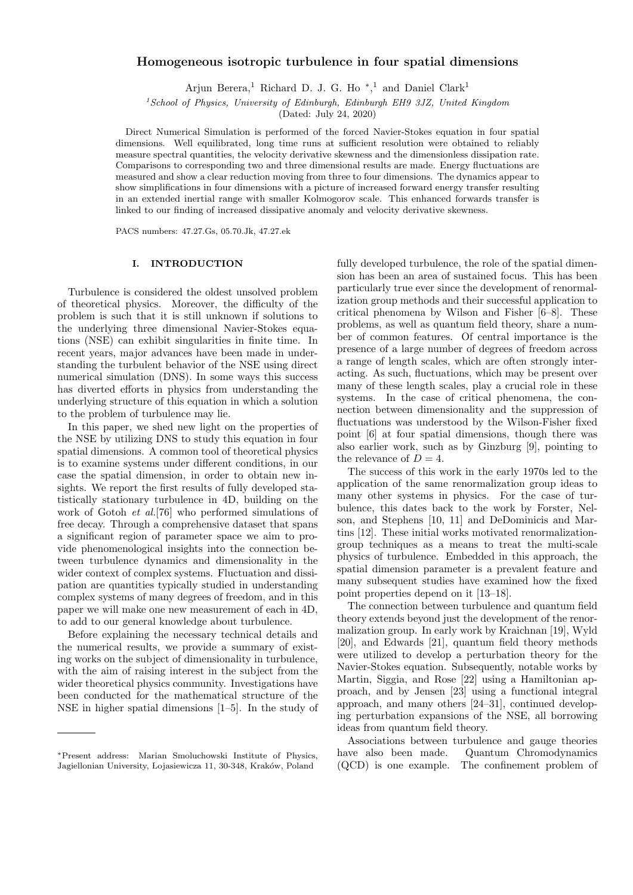# Homogeneous isotropic turbulence in four spatial dimensions

Arjun Berera,[1] Richard D. J. G. Ho *,[1] and Daniel Clark[1]

[1]*School of Physics, University of Edinburgh, Edinburgh EH9 3JZ, United Kingdom*

(Dated: July 24, 2020)

Direct Numerical Simulation is performed of the forced Navier-Stokes equation in four spatial dimensions. Well equilibrated, long time runs at sufficient resolution were obtained to reliably measure spectral quantities, the velocity derivative skewness and the dimensionless dissipation rate. Comparisons to corresponding two and three dimensional results are made. Energy fluctuations are measured and show a clear reduction moving from three to four dimensions. The dynamics appear to show simplifications in four dimensions with a picture of increased forward energy transfer resulting in an extended inertial range with smaller Kolmogorov scale. This enhanced forwards transfer is linked to our finding of increased dissipative anomaly and velocity derivative skewness.

PACS numbers: 47.27.Gs, 05.70.Jk, 47.27.ek

## I. INTRODUCTION

Turbulence is considered the oldest unsolved problem of theoretical physics. Moreover, the difficulty of the problem is such that it is still unknown if solutions to the underlying three dimensional Navier-Stokes equations (NSE) can exhibit singularities in finite time. In recent years, major advances have been made in understanding the turbulent behavior of the NSE using direct numerical simulation (DNS). In some ways this success has diverted efforts in physics from understanding the underlying structure of this equation in which a solution to the problem of turbulence may lie.

In this paper, we shed new light on the properties of the NSE by utilizing DNS to study this equation in four spatial dimensions. A common tool of theoretical physics is to examine systems under different conditions, in our case the spatial dimension, in order to obtain new insights. We report the first results of fully developed statistically stationary turbulence in 4D, building on the work of Gotoh *et al.*[76] who performed simulations of free decay. Through a comprehensive dataset that spans a significant region of parameter space we aim to provide phenomenological insights into the connection between turbulence dynamics and dimensionality in the wider context of complex systems. Fluctuation and dissipation are quantities typically studied in understanding complex systems of many degrees of freedom, and in this paper we will make one new measurement of each in 4D, to add to our general knowledge about turbulence.

Before explaining the necessary technical details and the numerical results, we provide a summary of existing works on the subject of dimensionality in turbulence, with the aim of raising interest in the subject from the wider theoretical physics community. Investigations have been conducted for the mathematical structure of the NSE in higher spatial dimensions [1–5]. In the study of fully developed turbulence, the role of the spatial dimension has been an area of sustained focus. This has been particularly true ever since the development of renormalization group methods and their successful application to critical phenomena by Wilson and Fisher [6–8]. These problems, as well as quantum field theory, share a number of common features. Of central importance is the presence of a large number of degrees of freedom across a range of length scales, which are often strongly interacting. As such, fluctuations, which may be present over many of these length scales, play a crucial role in these systems. In the case of critical phenomena, the connection between dimensionality and the suppression of fluctuations was understood by the Wilson-Fisher fixed point [6] at four spatial dimensions, though there was also earlier work, such as by Ginzburg [9], pointing to the relevance of $D = 4$.

The success of this work in the early 1970s led to the application of the same renormalization group ideas to many other systems in physics. For the case of turbulence, this dates back to the work by Forster, Nelson, and Stephens [10, 11] and DeDominicis and Martins [12]. These initial works motivated renormalization-group techniques as a means to treat the multi-scale physics of turbulence. Embedded in this approach, the spatial dimension parameter is a prevalent feature and many subsequent studies have examined how the fixed point properties depend on it [13–18].

The connection between turbulence and quantum field theory extends beyond just the development of the renormalization group. In early work by Kraichnan [19], Wyld [20], and Edwards [21], quantum field theory methods were utilized to develop a perturbation theory for the Navier-Stokes equation. Subsequently, notable works by Martin, Siggia, and Rose [22] using a Hamiltonian approach, and by Jensen [23] using a functional integral approach, and many others [24–31], continued developing perturbation expansions of the NSE, all borrowing ideas from quantum field theory.

Associations between turbulence and gauge theories have also been made. Quantum Chromodynamics (QCD) is one example. The confinement problem of

*Present address: Marian Smoluchowski Institute of Physics, Jagiellonian University, Lojasiewicza 11, 30-348, Kraków, Poland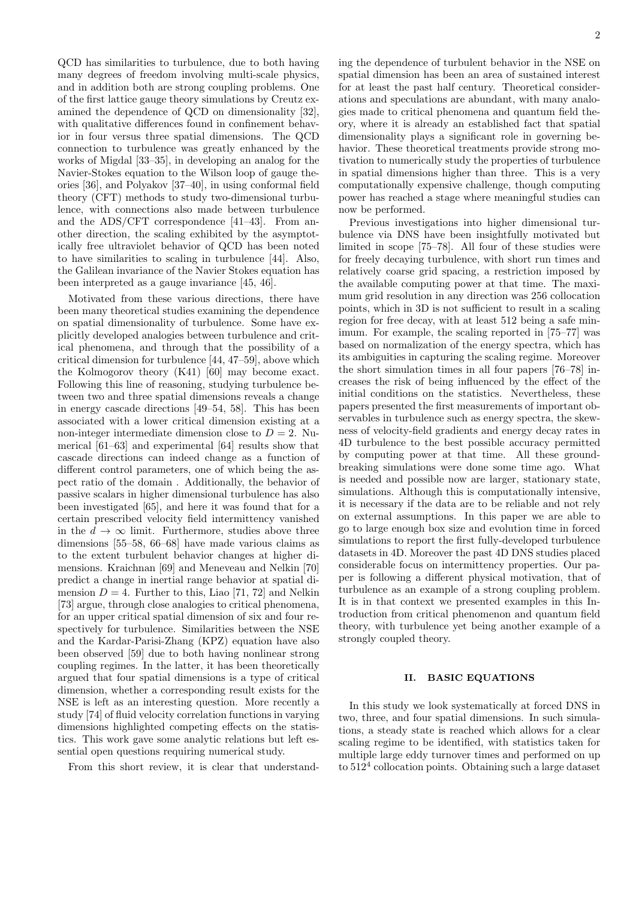QCD has similarities to turbulence, due to both having many degrees of freedom involving multi-scale physics, and in addition both are strong coupling problems. One of the first lattice gauge theory simulations by Creutz examined the dependence of QCD on dimensionality [32], with qualitative differences found in confinement behavior in four versus three spatial dimensions. The QCD connection to turbulence was greatly enhanced by the works of Migdal [33–35], in developing an analog for the Navier-Stokes equation to the Wilson loop of gauge theories [36], and Polyakov [37–40], in using conformal field theory (CFT) methods to study two-dimensional turbulence, with connections also made between turbulence and the ADS/CFT correspondence [41–43]. From another direction, the scaling exhibited by the asymptotically free ultraviolet behavior of QCD has been noted to have similarities to scaling in turbulence [44]. Also, the Galilean invariance of the Navier Stokes equation has been interpreted as a gauge invariance [45, 46].

Motivated from these various directions, there have been many theoretical studies examining the dependence on spatial dimensionality of turbulence. Some have explicitly developed analogies between turbulence and critical phenomena, and through that the possibility of a critical dimension for turbulence [44, 47–59], above which the Kolmogorov theory (K41) [60] may become exact. Following this line of reasoning, studying turbulence between two and three spatial dimensions reveals a change in energy cascade directions [49–54, 58]. This has been associated with a lower critical dimension existing at a non-integer intermediate dimension close to $D = 2$. Numerical [61–63] and experimental [64] results show that cascade directions can indeed change as a function of different control parameters, one of which being the aspect ratio of the domain . Additionally, the behavior of passive scalars in higher dimensional turbulence has also been investigated [65], and here it was found that for a certain prescribed velocity field intermittency vanished in the $d \to \infty$ limit. Furthermore, studies above three dimensions [55–58, 66–68] have made various claims as to the extent turbulent behavior changes at higher dimensions. Kraichnan [69] and Meneveau and Nelkin [70] predict a change in inertial range behavior at spatial dimension $D = 4$. Further to this, Liao [71, 72] and Nelkin [73] argue, through close analogies to critical phenomena, for an upper critical spatial dimension of six and four respectively for turbulence. Similarities between the NSE and the Kardar-Parisi-Zhang (KPZ) equation have also been observed [59] due to both having nonlinear strong coupling regimes. In the latter, it has been theoretically argued that four spatial dimensions is a type of critical dimension, whether a corresponding result exists for the NSE is left as an interesting question. More recently a study [74] of fluid velocity correlation functions in varying dimensions highlighted competing effects on the statistics. This work gave some analytic relations but left essential open questions requiring numerical study.

From this short review, it is clear that understanding the dependence of turbulent behavior in the NSE on spatial dimension has been an area of sustained interest for at least the past half century. Theoretical considerations and speculations are abundant, with many analogies made to critical phenomena and quantum field theory, where it is already an established fact that spatial dimensionality plays a significant role in governing behavior. These theoretical treatments provide strong motivation to numerically study the properties of turbulence in spatial dimensions higher than three. This is a very computationally expensive challenge, though computing power has reached a stage where meaningful studies can now be performed.

Previous investigations into higher dimensional turbulence via DNS have been insightfully motivated but limited in scope [75–78]. All four of these studies were for freely decaying turbulence, with short run times and relatively coarse grid spacing, a restriction imposed by the available computing power at that time. The maximum grid resolution in any direction was 256 collocation points, which in 3D is not sufficient to result in a scaling region for free decay, with at least 512 being a safe minimum. For example, the scaling reported in [75–77] was based on normalization of the energy spectra, which has its ambiguities in capturing the scaling regime. Moreover the short simulation times in all four papers [76–78] increases the risk of being influenced by the effect of the initial conditions on the statistics. Nevertheless, these papers presented the first measurements of important observables in turbulence such as energy spectra, the skewness of velocity-field gradients and energy decay rates in 4D turbulence to the best possible accuracy permitted by computing power at that time. All these groundbreaking simulations were done some time ago. What is needed and possible now are larger, stationary state, simulations. Although this is computationally intensive, it is necessary if the data are to be reliable and not rely on external assumptions. In this paper we are able to go to large enough box size and evolution time in forced simulations to report the first fully-developed turbulence datasets in 4D. Moreover the past 4D DNS studies placed considerable focus on intermittency properties. Our paper is following a different physical motivation, that of turbulence as an example of a strong coupling problem. It is in that context we presented examples in this Introduction from critical phenomenon and quantum field theory, with turbulence yet being another example of a strongly coupled theory.

## II. BASIC EQUATIONS

In this study we look systematically at forced DNS in two, three, and four spatial dimensions. In such simulations, a steady state is reached which allows for a clear scaling regime to be identified, with statistics taken for multiple large eddy turnover times and performed on up to $512^4$ collocation points. Obtaining such a large dataset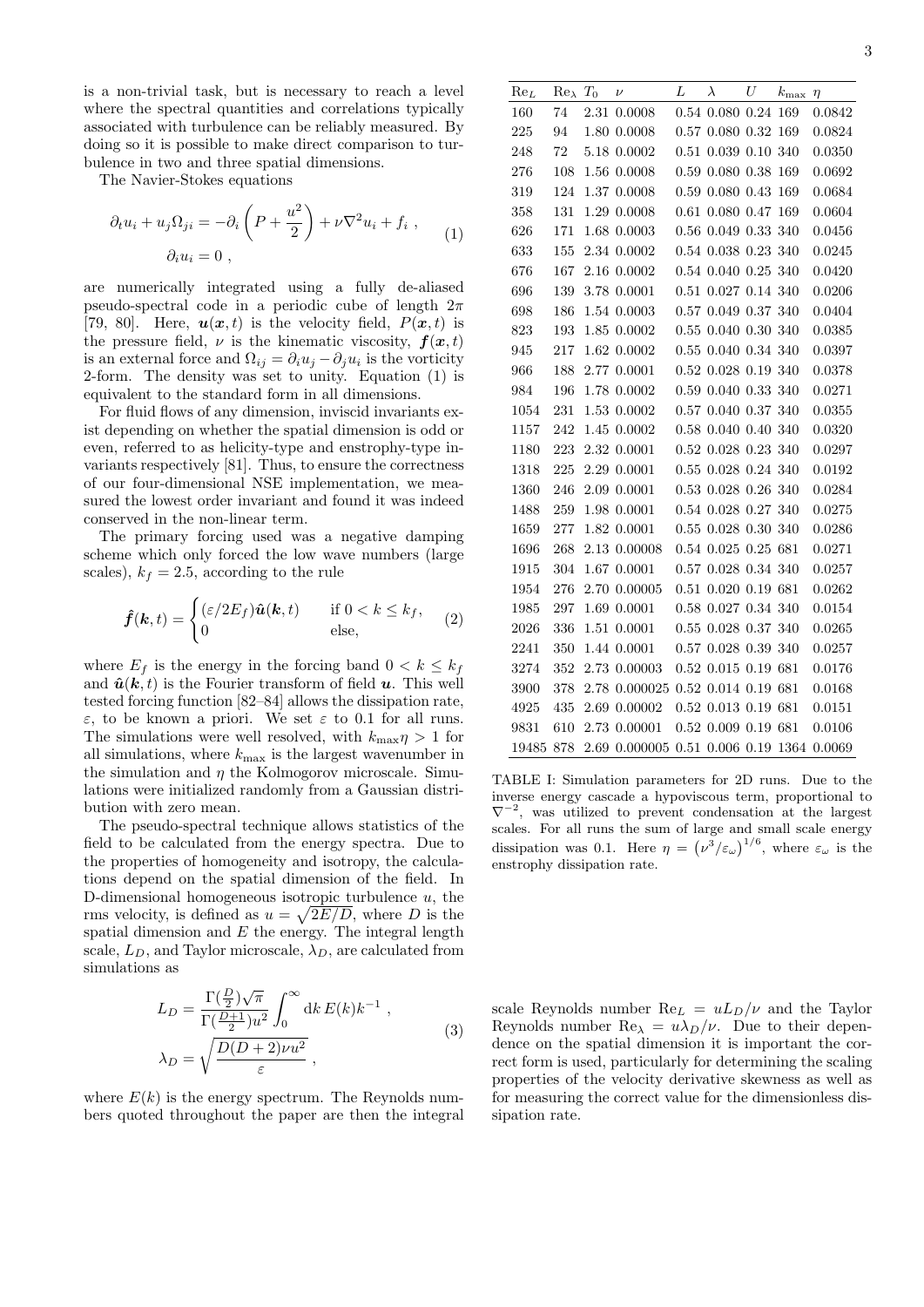is a non-trivial task, but is necessary to reach a level where the spectral quantities and correlations typically associated with turbulence can be reliably measured. By doing so it is possible to make direct comparison to turbulence in two and three spatial dimensions.

The Navier-Stokes equations

$$\partial_t u_i + u_j \Omega_{ji} = -\partial_i \left( P + \frac{u^2}{2} \right) + \nu \nabla^2 u_i + f_i \ , \qquad \partial_i u_i = 0 \ , \tag{1}$$

are numerically integrated using a fully de-aliased pseudo-spectral code in a periodic cube of length $2\pi$ [79, 80]. Here, $\boldsymbol{u}(\boldsymbol{x}, t)$ is the velocity field, $P(\boldsymbol{x}, t)$ is the pressure field, $\nu$ is the kinematic viscosity, $\boldsymbol{f}(\boldsymbol{x}, t)$ is an external force and $\Omega_{ij} = \partial_i u_j - \partial_j u_i$ is the vorticity 2-form. The density was set to unity. Equation (1) is equivalent to the standard form in all dimensions.

For fluid flows of any dimension, inviscid invariants exist depending on whether the spatial dimension is odd or even, referred to as helicity-type and enstrophy-type invariants respectively [81]. Thus, to ensure the correctness of our four-dimensional NSE implementation, we measured the lowest order invariant and found it was indeed conserved in the non-linear term.

The primary forcing used was a negative damping scheme which only forced the low wave numbers (large scales), $k_f = 2.5$, according to the rule

$$\hat{\boldsymbol{f}}(\boldsymbol{k}, t) = \begin{cases} (\varepsilon/2E_f)\hat{\boldsymbol{u}}(\boldsymbol{k}, t) & \text{if } 0 < k \le k_f, \\ 0 & \text{else,} \end{cases} \tag{2}$$

where $E_f$ is the energy in the forcing band $0 < k \le k_f$ and $\hat{\boldsymbol{u}}(\boldsymbol{k}, t)$ is the Fourier transform of field $\boldsymbol{u}$. This well tested forcing function [82–84] allows the dissipation rate, $\varepsilon$, to be known a priori. We set $\varepsilon$ to 0.1 for all runs. The simulations were well resolved, with $k_{\max}\eta > 1$ for all simulations, where $k_{\max}$ is the largest wavenumber in the simulation and $\eta$ the Kolmogorov microscale. Simulations were initialized randomly from a Gaussian distribution with zero mean.

The pseudo-spectral technique allows statistics of the field to be calculated from the energy spectra. Due to the properties of homogeneity and isotropy, the calculations depend on the spatial dimension of the field. In D-dimensional homogeneous isotropic turbulence $u$, the rms velocity, is defined as $u = \sqrt{2E/D}$, where $D$ is the spatial dimension and $E$ the energy. The integral length scale, $L_D$, and Taylor microscale, $\lambda_D$, are calculated from simulations as

$$L_D = \frac{\Gamma(\frac{D}{2})\sqrt{\pi}}{\Gamma(\frac{D+1}{2})u^2} \int_0^\infty \mathrm{d}k\, E(k) k^{-1} \ , \qquad \lambda_D = \sqrt{\frac{D(D+2)\nu u^2}{\varepsilon}} \ , \tag{3}$$

where $E(k)$ is the energy spectrum. The Reynolds numbers quoted throughout the paper are then the integral scale Reynolds number $\mathrm{Re}_L = uL_D/\nu$ and the Taylor Reynolds number $\mathrm{Re}_\lambda = u\lambda_D/\nu$. Due to their dependence on the spatial dimension it is important the correct form is used, particularly for determining the scaling properties of the velocity derivative skewness as well as for measuring the correct value for the dimensionless dissipation rate.

| $\mathrm{Re}_L$ | $\mathrm{Re}_\lambda$ | $T_0$ | $\nu$ | $L$ | $\lambda$ | $U$ | $k_{\max}$ | $\eta$ |
|---|---|---|---|---|---|---|---|---|
| 160 | 74 | 2.31 | 0.0008 | 0.54 | 0.080 | 0.24 | 169 | 0.0842 |
| 225 | 94 | 1.80 | 0.0008 | 0.57 | 0.080 | 0.32 | 169 | 0.0824 |
| 248 | 72 | 5.18 | 0.0002 | 0.51 | 0.039 | 0.10 | 340 | 0.0350 |
| 276 | 108 | 1.56 | 0.0008 | 0.59 | 0.080 | 0.38 | 169 | 0.0692 |
| 319 | 124 | 1.37 | 0.0008 | 0.59 | 0.080 | 0.43 | 169 | 0.0684 |
| 358 | 131 | 1.29 | 0.0008 | 0.61 | 0.080 | 0.47 | 169 | 0.0604 |
| 626 | 171 | 1.68 | 0.0003 | 0.56 | 0.049 | 0.33 | 340 | 0.0456 |
| 633 | 155 | 2.34 | 0.0002 | 0.54 | 0.038 | 0.23 | 340 | 0.0245 |
| 676 | 167 | 2.16 | 0.0002 | 0.54 | 0.040 | 0.25 | 340 | 0.0420 |
| 696 | 139 | 3.78 | 0.0001 | 0.51 | 0.027 | 0.14 | 340 | 0.0206 |
| 698 | 186 | 1.54 | 0.0003 | 0.57 | 0.049 | 0.37 | 340 | 0.0404 |
| 823 | 193 | 1.85 | 0.0002 | 0.55 | 0.040 | 0.30 | 340 | 0.0385 |
| 945 | 217 | 1.62 | 0.0002 | 0.55 | 0.040 | 0.34 | 340 | 0.0397 |
| 966 | 188 | 2.77 | 0.0001 | 0.52 | 0.028 | 0.19 | 340 | 0.0378 |
| 984 | 196 | 1.78 | 0.0002 | 0.59 | 0.040 | 0.33 | 340 | 0.0271 |
| 1054 | 231 | 1.53 | 0.0002 | 0.57 | 0.040 | 0.37 | 340 | 0.0355 |
| 1157 | 242 | 1.45 | 0.0002 | 0.58 | 0.040 | 0.40 | 340 | 0.0320 |
| 1180 | 223 | 2.32 | 0.0001 | 0.52 | 0.028 | 0.23 | 340 | 0.0297 |
| 1318 | 225 | 2.29 | 0.0001 | 0.55 | 0.028 | 0.24 | 340 | 0.0192 |
| 1360 | 246 | 2.09 | 0.0001 | 0.53 | 0.028 | 0.26 | 340 | 0.0284 |
| 1488 | 259 | 1.98 | 0.0001 | 0.54 | 0.028 | 0.27 | 340 | 0.0275 |
| 1659 | 277 | 1.82 | 0.0001 | 0.55 | 0.028 | 0.30 | 340 | 0.0286 |
| 1696 | 268 | 2.13 | 0.00008 | 0.54 | 0.025 | 0.25 | 681 | 0.0271 |
| 1915 | 304 | 1.67 | 0.0001 | 0.57 | 0.028 | 0.34 | 340 | 0.0257 |
| 1954 | 276 | 2.70 | 0.00005 | 0.51 | 0.020 | 0.19 | 681 | 0.0262 |
| 1985 | 297 | 1.69 | 0.0001 | 0.58 | 0.027 | 0.34 | 340 | 0.0154 |
| 2026 | 336 | 1.51 | 0.0001 | 0.55 | 0.028 | 0.37 | 340 | 0.0265 |
| 2241 | 350 | 1.44 | 0.0001 | 0.57 | 0.028 | 0.39 | 340 | 0.0257 |
| 3274 | 352 | 2.73 | 0.00003 | 0.52 | 0.015 | 0.19 | 681 | 0.0176 |
| 3900 | 378 | 2.78 | 0.000025 | 0.52 | 0.014 | 0.19 | 681 | 0.0168 |
| 4925 | 435 | 2.69 | 0.00002 | 0.52 | 0.013 | 0.19 | 681 | 0.0151 |
| 9831 | 610 | 2.73 | 0.00001 | 0.52 | 0.009 | 0.19 | 681 | 0.0106 |
| 19485 | 878 | 2.69 | 0.000005 | 0.51 | 0.006 | 0.19 | 1364 | 0.0069 |

TABLE I: Simulation parameters for 2D runs. Due to the inverse energy cascade a hypoviscous term, proportional to $\nabla^{-2}$, was utilized to prevent condensation at the largest scales. For all runs the sum of large and small scale energy dissipation was 0.1. Here $\eta = \left(\nu^3/\varepsilon_\omega\right)^{1/6}$, where $\varepsilon_\omega$ is the enstrophy dissipation rate.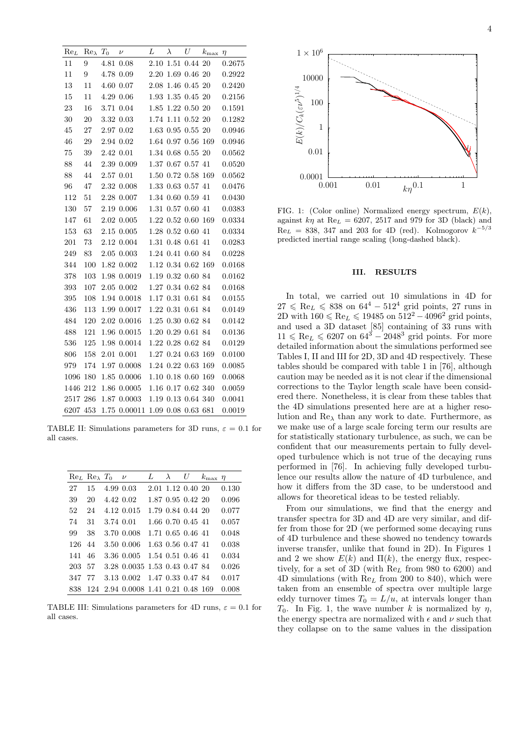| $\mathrm{Re}_L$ | $\mathrm{Re}_\lambda$ | $T_0$ | $\nu$ | $L$ | $\lambda$ | $U$ | $k_{\max}$ | $\eta$ |
|---|---|---|---|---|---|---|---|---|
| 11 | 9 | 4.81 | 0.08 | 2.10 | 1.51 | 0.44 | 20 | 0.2675 |
| 11 | 9 | 4.78 | 0.09 | 2.20 | 1.69 | 0.46 | 20 | 0.2922 |
| 13 | 11 | 4.60 | 0.07 | 2.08 | 1.46 | 0.45 | 20 | 0.2420 |
| 15 | 11 | 4.29 | 0.06 | 1.93 | 1.35 | 0.45 | 20 | 0.2156 |
| 23 | 16 | 3.71 | 0.04 | 1.85 | 1.22 | 0.50 | 20 | 0.1591 |
| 30 | 20 | 3.32 | 0.03 | 1.74 | 1.11 | 0.52 | 20 | 0.1282 |
| 45 | 27 | 2.97 | 0.02 | 1.63 | 0.95 | 0.55 | 20 | 0.0946 |
| 46 | 29 | 2.94 | 0.02 | 1.64 | 0.97 | 0.56 | 169 | 0.0946 |
| 75 | 39 | 2.42 | 0.01 | 1.34 | 0.68 | 0.55 | 20 | 0.0562 |
| 88 | 44 | 2.39 | 0.009 | 1.37 | 0.67 | 0.57 | 41 | 0.0520 |
| 88 | 44 | 2.57 | 0.01 | 1.50 | 0.72 | 0.58 | 169 | 0.0562 |
| 96 | 47 | 2.32 | 0.008 | 1.33 | 0.63 | 0.57 | 41 | 0.0476 |
| 112 | 51 | 2.28 | 0.007 | 1.34 | 0.60 | 0.59 | 41 | 0.0430 |
| 130 | 57 | 2.19 | 0.006 | 1.31 | 0.57 | 0.60 | 41 | 0.0383 |
| 147 | 61 | 2.02 | 0.005 | 1.22 | 0.52 | 0.60 | 169 | 0.0334 |
| 153 | 63 | 2.15 | 0.005 | 1.28 | 0.52 | 0.60 | 41 | 0.0334 |
| 201 | 73 | 2.12 | 0.004 | 1.31 | 0.48 | 0.61 | 41 | 0.0283 |
| 249 | 83 | 2.05 | 0.003 | 1.24 | 0.41 | 0.60 | 84 | 0.0228 |
| 344 | 100 | 1.82 | 0.002 | 1.12 | 0.34 | 0.62 | 169 | 0.0168 |
| 378 | 103 | 1.98 | 0.0019 | 1.19 | 0.32 | 0.60 | 84 | 0.0162 |
| 393 | 107 | 2.05 | 0.002 | 1.27 | 0.34 | 0.62 | 84 | 0.0168 |
| 395 | 108 | 1.94 | 0.0018 | 1.17 | 0.31 | 0.61 | 84 | 0.0155 |
| 436 | 113 | 1.99 | 0.0017 | 1.22 | 0.31 | 0.61 | 84 | 0.0149 |
| 484 | 120 | 2.02 | 0.0016 | 1.25 | 0.30 | 0.62 | 84 | 0.0142 |
| 488 | 121 | 1.96 | 0.0015 | 1.20 | 0.29 | 0.61 | 84 | 0.0136 |
| 536 | 125 | 1.98 | 0.0014 | 1.22 | 0.28 | 0.62 | 84 | 0.0129 |
| 806 | 158 | 2.01 | 0.001 | 1.27 | 0.24 | 0.63 | 169 | 0.0100 |
| 979 | 174 | 1.97 | 0.0008 | 1.24 | 0.22 | 0.63 | 169 | 0.0085 |
| 1096 | 180 | 1.85 | 0.0006 | 1.10 | 0.18 | 0.60 | 169 | 0.0068 |
| 1446 | 212 | 1.86 | 0.0005 | 1.16 | 0.17 | 0.62 | 340 | 0.0059 |
| 2517 | 286 | 1.87 | 0.0003 | 1.19 | 0.13 | 0.64 | 340 | 0.0041 |
| 6207 | 453 | 1.75 | 0.00011 | 1.09 | 0.08 | 0.63 | 681 | 0.0019 |

TABLE II: Simulations parameters for 3D runs, $\varepsilon = 0.1$ for all cases.

| $\mathrm{Re}_L$ | $\mathrm{Re}_\lambda$ | $T_0$ | $\nu$ | $L$ | $\lambda$ | $U$ | $k_{\max}$ | $\eta$ |
|---|---|---|---|---|---|---|---|---|
| 27 | 15 | 4.99 | 0.03 | 2.01 | 1.12 | 0.40 | 20 | 0.130 |
| 39 | 20 | 4.42 | 0.02 | 1.87 | 0.95 | 0.42 | 20 | 0.096 |
| 52 | 24 | 4.12 | 0.015 | 1.79 | 0.84 | 0.44 | 20 | 0.077 |
| 74 | 31 | 3.74 | 0.01 | 1.66 | 0.70 | 0.45 | 41 | 0.057 |
| 99 | 38 | 3.70 | 0.008 | 1.71 | 0.65 | 0.46 | 41 | 0.048 |
| 126 | 44 | 3.50 | 0.006 | 1.63 | 0.56 | 0.47 | 41 | 0.038 |
| 141 | 46 | 3.36 | 0.005 | 1.54 | 0.51 | 0.46 | 41 | 0.034 |
| 203 | 57 | 3.28 | 0.0035 | 1.53 | 0.43 | 0.47 | 84 | 0.026 |
| 347 | 77 | 3.13 | 0.002 | 1.47 | 0.33 | 0.47 | 84 | 0.017 |
| 838 | 124 | 2.94 | 0.0008 | 1.41 | 0.21 | 0.48 | 169 | 0.008 |

TABLE III: Simulations parameters for 4D runs, $\varepsilon = 0.1$ for all cases.

FIG. 1: (Color online) Normalized energy spectrum, $E(k)$, against $k\eta$ at $\mathrm{Re}_L = 6207$, 2517 and 979 for 3D (black) and $\mathrm{Re}_L = 838$, 347 and 203 for 4D (red). Kolmogorov $k^{-5/3}$ predicted inertial range scaling (long-dashed black).

## III. RESULTS

In total, we carried out 10 simulations in 4D for $27 \leqslant \mathrm{Re}_L \leqslant 838$ on $64^4 - 512^4$ grid points, 27 runs in 2D with $160 \leqslant \mathrm{Re}_L \leqslant 19485$ on $512^2 - 4096^2$ grid points, and used a 3D dataset [85] containing of 33 runs with $11 \leqslant \mathrm{Re}_L \leqslant 6207$ on $64^3 - 2048^3$ grid points. For more detailed information about the simulations performed see Tables I, II and III for 2D, 3D and 4D respectively. These tables should be compared with table 1 in [76], although caution may be needed as it is not clear if the dimensional corrections to the Taylor length scale have been considered there. Nonetheless, it is clear from these tables that the 4D simulations presented here are at a higher resolution and $\mathrm{Re}_\lambda$ than any work to date. Furthermore, as we make use of a large scale forcing term our results are for statistically stationary turbulence, as such, we can be confident that our measurements pertain to fully developed turbulence which is not true of the decaying runs performed in [76]. In achieving fully developed turbulence our results allow the nature of 4D turbulence, and how it differs from the 3D case, to be understood and allows for theoretical ideas to be tested reliably.

From our simulations, we find that the energy and transfer spectra for 3D and 4D are very similar, and differ from those for 2D (we performed some decaying runs of 4D turbulence and these showed no tendency towards inverse transfer, unlike that found in 2D). In Figures 1 and 2 we show $E(k)$ and $\Pi(k)$, the energy flux, respectively, for a set of 3D (with $\mathrm{Re}_L$ from 980 to 6200) and 4D simulations (with $\mathrm{Re}_L$ from 200 to 840), which were taken from an ensemble of spectra over multiple large eddy turnover times $T_0 = L/u$, at intervals longer than $T_0$. In Fig. 1, the wave number $k$ is normalized by $\eta$, the energy spectra are normalized with $\epsilon$ and $\nu$ such that they collapse on to the same values in the dissipation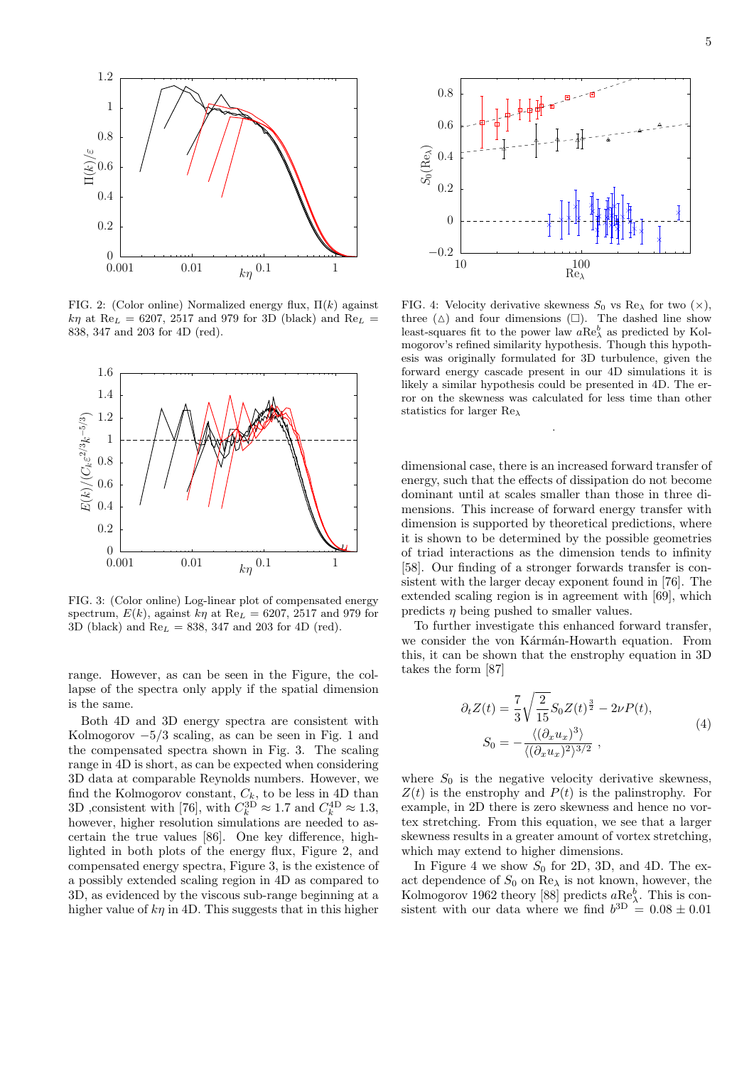FIG. 2: (Color online) Normalized energy flux, $\Pi(k)$ against $k\eta$ at $\mathrm{Re}_L$ = 6207, 2517 and 979 for 3D (black) and $\mathrm{Re}_L$ = 838, 347 and 203 for 4D (red).

FIG. 3: (Color online) Log-linear plot of compensated energy spectrum, $E(k)$, against $k\eta$ at $\mathrm{Re}_L$ = 6207, 2517 and 979 for 3D (black) and $\mathrm{Re}_L$ = 838, 347 and 203 for 4D (red).

range. However, as can be seen in the Figure, the collapse of the spectra only apply if the spatial dimension is the same.

Both 4D and 3D energy spectra are consistent with Kolmogorov −5/3 scaling, as can be seen in Fig. 1 and the compensated spectra shown in Fig. 3. The scaling range in 4D is short, as can be expected when considering 3D data at comparable Reynolds numbers. However, we find the Kolmogorov constant, $C_k$, to be less in 4D than 3D ,consistent with [76], with $C_k^{3\mathrm{D}} \approx 1.7$ and $C_k^{4\mathrm{D}} \approx 1.3$, however, higher resolution simulations are needed to ascertain the true values [86]. One key difference, highlighted in both plots of the energy flux, Figure 2, and compensated energy spectra, Figure 3, is the existence of a possibly extended scaling region in 4D as compared to 3D, as evidenced by the viscous sub-range beginning at a higher value of $k\eta$ in 4D. This suggests that in this higher dimensional case, there is an increased forward transfer of energy, such that the effects of dissipation do not become dominant until at scales smaller than those in three dimensions. This increase of forward energy transfer with dimension is supported by theoretical predictions, where it is shown to be determined by the possible geometries of triad interactions as the dimension tends to infinity [58]. Our finding of a stronger forwards transfer is consistent with the larger decay exponent found in [76]. The extended scaling region is in agreement with [69], which predicts $\eta$ being pushed to smaller values.

FIG. 4: Velocity derivative skewness $S_0$ vs $\mathrm{Re}_\lambda$ for two (×), three (△) and four dimensions (□). The dashed line shows least-squares fit to the power law $a\mathrm{Re}_\lambda^b$ as predicted by Kolmogorov's refined similarity hypothesis. Though this hypothesis was originally formulated for 3D turbulence, given the forward energy cascade present in our 4D simulations it is likely a similar hypothesis could be presented in 4D. The error on the skewness was calculated for less time than other statistics for larger $\mathrm{Re}_\lambda$

To further investigate this enhanced forward transfer, we consider the von Kármán-Howarth equation. From this, it can be shown that the enstrophy equation in 3D takes the form [87]

$$
\begin{aligned}
\partial_t Z(t) &= \frac{7}{3}\sqrt{\frac{2}{15}} S_0 Z(t)^{\frac{3}{2}} - 2\nu P(t), \\
S_0 &= -\frac{\langle (\partial_x u_x)^3 \rangle}{\langle (\partial_x u_x)^2 \rangle^{3/2}} \ ,
\end{aligned}
\tag{4}
$$

where $S_0$ is the negative velocity derivative skewness, $Z(t)$ is the enstrophy and $P(t)$ is the palinstrophy. For example, in 2D there is zero skewness and hence no vortex stretching. From this equation, we see that a larger skewness results in a greater amount of vortex stretching, which may extend to higher dimensions.

In Figure 4 we show $S_0$ for 2D, 3D, and 4D. The exact dependence of $S_0$ on $\mathrm{Re}_\lambda$ is not known, however, the Kolmogorov 1962 theory [88] predicts $a\mathrm{Re}_\lambda^b$. This is consistent with our data where we find $b^{3\mathrm{D}} = 0.08 \pm 0.01$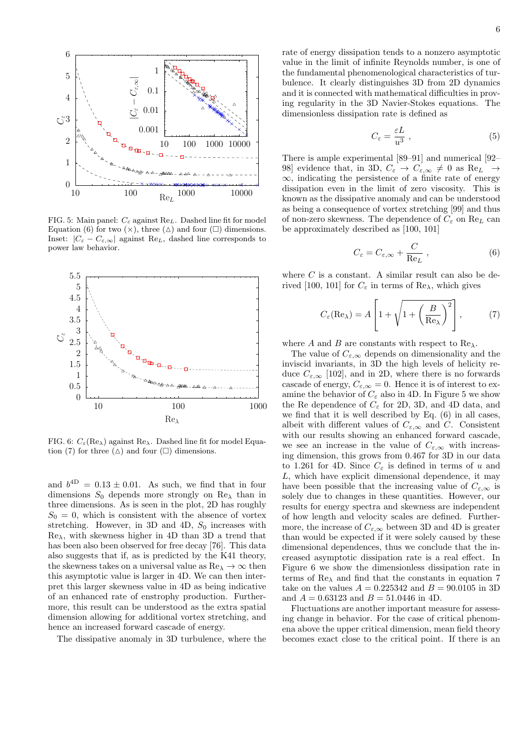FIG. 5: Main panel: $C_\varepsilon$ against $\mathrm{Re}_L$. Dashed line fit for model Equation (6) for two (×), three (△) and four (□) dimensions. Inset: $|C_\varepsilon - C_{\varepsilon,\infty}|$ against $\mathrm{Re}_L$, dashed line corresponds to power law behavior.

FIG. 6: $C_\varepsilon(\mathrm{Re}_\lambda)$ against $\mathrm{Re}_\lambda$. Dashed line fit for model Equation (7) for three (△) and four (□) dimensions.

and $b^{4D} = 0.13 \pm 0.01$. As such, we find that in four dimensions $S_0$ depends more strongly on $\mathrm{Re}_\lambda$ than in three dimensions. As is seen in the plot, 2D has roughly $S_0 = 0$, which is consistent with the absence of vortex stretching. However, in 3D and 4D, $S_0$ increases with $\mathrm{Re}_\lambda$, with skewness higher in 4D than 3D a trend that has been also been observed for free decay [76]. This data also suggests that if, as is predicted by the K41 theory, the skewness takes on a universal value as $\mathrm{Re}_\lambda \to \infty$ then this asymptotic value is larger in 4D. We can then interpret this larger skewness value in 4D as being indicative of an enhanced rate of enstrophy production. Furthermore, this result can be understood as the extra spatial dimension allowing for additional vortex stretching, and hence an increased forward cascade of energy.

The dissipative anomaly in 3D turbulence, where the rate of energy dissipation tends to a nonzero asymptotic value in the limit of infinite Reynolds number, is one of the fundamental phenomenological characteristics of turbulence. It clearly distinguishes 3D from 2D dynamics and it is connected with mathematical difficulties in proving regularity in the 3D Navier-Stokes equations. The dimensionless dissipation rate is defined as

$$C_\varepsilon = \frac{\varepsilon L}{u^3}\ , \tag{5}$$

There is ample experimental [89–91] and numerical [92–98] evidence that, in 3D, $C_\varepsilon \to C_{\varepsilon,\infty} \neq 0$ as $\mathrm{Re}_L \to \infty$, indicating the persistence of a finite rate of energy dissipation even in the limit of zero viscosity. This is known as the dissipative anomaly and can be understood as being a consequence of vortex stretching [99] and thus of non-zero skewness. The dependence of $C_\varepsilon$ on $\mathrm{Re}_L$ can be approximately described as [100, 101]

$$C_\varepsilon = C_{\varepsilon,\infty} + \frac{C}{\mathrm{Re}_L}\ , \tag{6}$$

where $C$ is a constant. A similar result can also be derived [100, 101] for $C_\varepsilon$ in terms of $\mathrm{Re}_\lambda$, which gives

$$C_\varepsilon(\mathrm{Re}_\lambda) = A\left[1 + \sqrt{1 + \left(\frac{B}{\mathrm{Re}_\lambda}\right)^2}\right], \tag{7}$$

where $A$ and $B$ are constants with respect to $\mathrm{Re}_\lambda$.

The value of $C_{\varepsilon,\infty}$ depends on dimensionality and the inviscid invariants, in 3D the high levels of helicity reduce $C_{\varepsilon,\infty}$ [102], and in 2D, where there is no forwards cascade of energy, $C_{\varepsilon,\infty} = 0$. Hence it is of interest to examine the behavior of $C_\varepsilon$ also in 4D. In Figure 5 we show the Re dependence of $C_\varepsilon$ for 2D, 3D, and 4D data, and we find that it is well described by Eq. (6) in all cases, albeit with different values of $C_{\varepsilon,\infty}$ and $C$. Consistent with our results showing an enhanced forward cascade, we see an increase in the value of $C_{\varepsilon,\infty}$ with increasing dimension, this grows from 0.467 for 3D in our data to 1.261 for 4D. Since $C_\varepsilon$ is defined in terms of $u$ and $L$, which have explicit dimensional dependence, it may have been possible that the increasing value of $C_{\varepsilon,\infty}$ is solely due to changes in these quantities. However, our results for energy spectra and skewness are independent of how length and velocity scales are defined. Furthermore, the increase of $C_{\varepsilon,\infty}$ between 3D and 4D is greater than would be expected if it were solely caused by these dimensional dependences, thus we conclude that the increased asymptotic dissipation rate is a real effect. In Figure 6 we show the dimensionless dissipation rate in terms of $\mathrm{Re}_\lambda$ and find that the constants in equation 7 take on the values $A = 0.225342$ and $B = 90.0105$ in 3D and $A = 0.63123$ and $B = 51.0446$ in 4D.

Fluctuations are another important measure for assessing change in behavior. For the case of critical phenomena above the upper critical dimension, mean field theory becomes exact close to the critical point. If there is an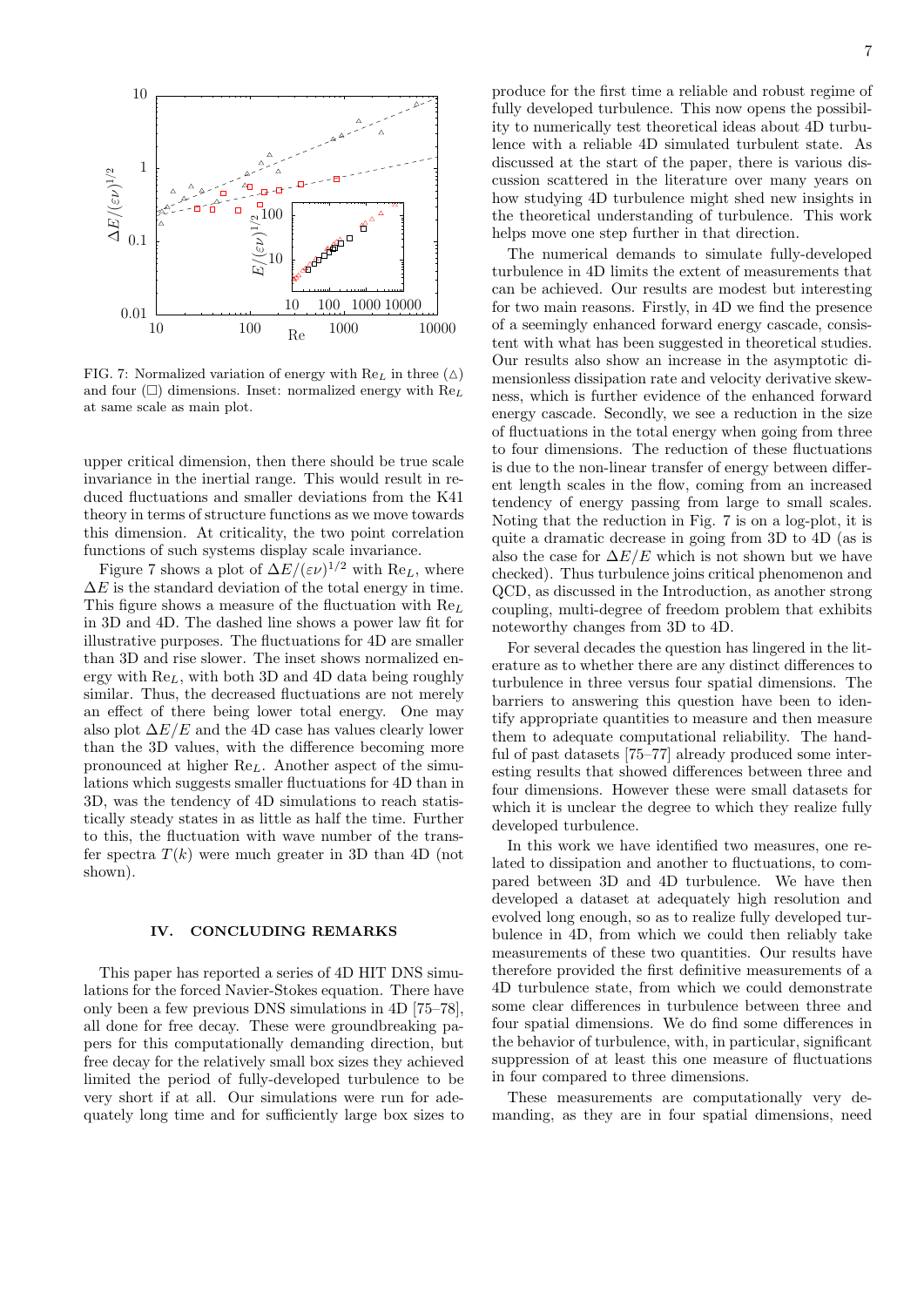FIG. 7: Normalized variation of energy with $\mathrm{Re}_L$ in three (△) and four (□) dimensions. Inset: normalized energy with $\mathrm{Re}_L$ at same scale as main plot.

upper critical dimension, then there should be true scale invariance in the inertial range. This would result in reduced fluctuations and smaller deviations from the K41 theory in terms of structure functions as we move towards this dimension. At criticality, the two point correlation functions of such systems display scale invariance.

Figure 7 shows a plot of $\Delta E/(\varepsilon\nu)^{1/2}$ with $\mathrm{Re}_L$, where $\Delta E$ is the standard deviation of the total energy in time. This figure shows a measure of the fluctuation with $\mathrm{Re}_L$ in 3D and 4D. The dashed line shows a power law fit for illustrative purposes. The fluctuations for 4D are smaller than 3D and rise slower. The inset shows normalized energy with $\mathrm{Re}_L$, with both 3D and 4D data being roughly similar. Thus, the decreased fluctuations are not merely an effect of there being lower total energy. One may also plot $\Delta E/E$ and the 4D case has values clearly lower than the 3D values, with the difference becoming more pronounced at higher $\mathrm{Re}_L$. Another aspect of the simulations which suggests smaller fluctuations for 4D than in 3D, was the tendency of 4D simulations to reach statistically steady states in as little as half the time. Further to this, the fluctuation with wave number of the transfer spectra $T(k)$ were much greater in 3D than 4D (not shown).

## IV. CONCLUDING REMARKS

This paper has reported a series of 4D HIT DNS simulations for the forced Navier-Stokes equation. There have only been a few previous DNS simulations in 4D [75–78], all done for free decay. These were groundbreaking papers for this computationally demanding direction, but free decay for the relatively small box sizes they achieved limited the period of fully-developed turbulence to be very short if at all. Our simulations were run for adequately long time and for sufficiently large box sizes to produce for the first time a reliable and robust regime of fully developed turbulence. This now opens the possibility to numerically test theoretical ideas about 4D turbulence with a reliable 4D simulated turbulent state. As discussed at the start of the paper, there is various discussion scattered in the literature over many years on how studying 4D turbulence might shed new insights in the theoretical understanding of turbulence. This work helps move one step further in that direction.

The numerical demands to simulate fully-developed turbulence in 4D limits the extent of measurements that can be achieved. Our results are modest but interesting for two main reasons. Firstly, in 4D we find the presence of a seemingly enhanced forward energy cascade, consistent with what has been suggested in theoretical studies. Our results also show an increase in the asymptotic dimensionless dissipation rate and velocity derivative skewness, which is further evidence of the enhanced forward energy cascade. Secondly, we see a reduction in the size of fluctuations in the total energy when going from three to four dimensions. The reduction of these fluctuations is due to the non-linear transfer of energy between different length scales in the flow, coming from an increased tendency of energy passing from large to small scales. Noting that the reduction in Fig. 7 is on a log-plot, it is quite a dramatic decrease in going from 3D to 4D (as is also the case for $\Delta E/E$ which is not shown but we have checked). Thus turbulence joins critical phenomenon and QCD, as discussed in the Introduction, as another strong coupling, multi-degree of freedom problem that exhibits noteworthy changes from 3D to 4D.

For several decades the question has lingered in the literature as to whether there are any distinct differences to turbulence in three versus four spatial dimensions. The barriers to answering this question have been to identify appropriate quantities to measure and then measure them to adequate computational reliability. The handful of past datasets [75–77] already produced some interesting results that showed differences between three and four dimensions. However these were small datasets for which it is unclear the degree to which they realize fully developed turbulence.

In this work we have identified two measures, one related to dissipation and another to fluctuations, to compared between 3D and 4D turbulence. We have then developed a dataset at adequately high resolution and evolved long enough, so as to realize fully developed turbulence in 4D, from which we could then reliably take measurements of these two quantities. Our results have therefore provided the first definitive measurements of a 4D turbulence state, from which we could demonstrate some clear differences in turbulence between three and four spatial dimensions. We do find some differences in the behavior of turbulence, with, in particular, significant suppression of at least this one measure of fluctuations in four compared to three dimensions.

These measurements are computationally very demanding, as they are in four spatial dimensions, need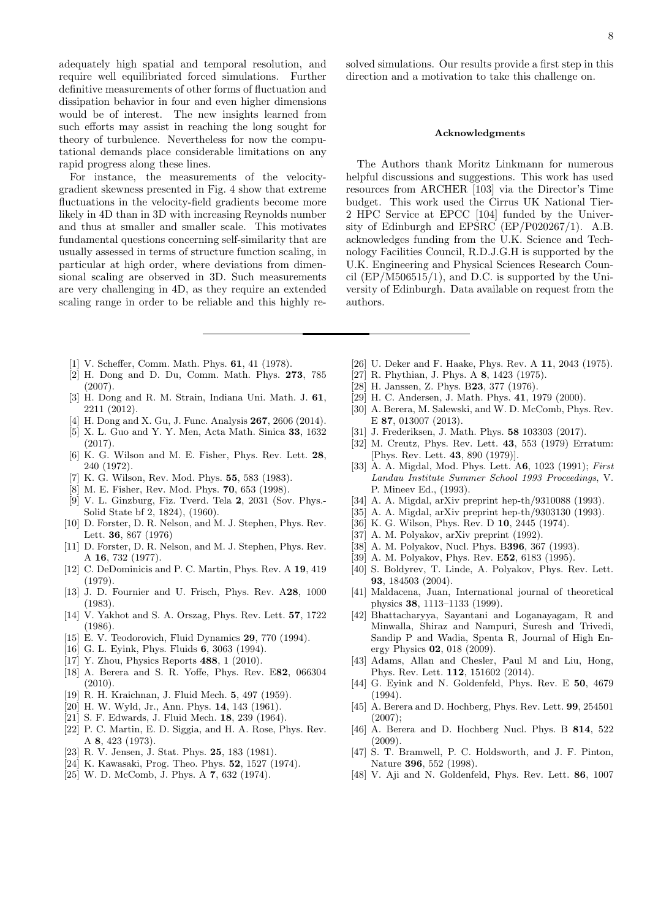adequately high spatial and temporal resolution, and require well equilibriated forced simulations. Further definitive measurements of other forms of fluctuation and dissipation behavior in four and even higher dimensions would be of interest. The new insights learned from such efforts may assist in reaching the long sought for theory of turbulence. Nevertheless for now the computational demands place considerable limitations on any rapid progress along these lines.

For instance, the measurements of the velocity-gradient skewness presented in Fig. 4 show that extreme fluctuations in the velocity-field gradients become more likely in 4D than in 3D with increasing Reynolds number and thus at smaller and smaller scale. This motivates fundamental questions concerning self-similarity that are usually assessed in terms of structure function scaling, in particular at high order, where deviations from dimensional scaling are observed in 3D. Such measurements are very challenging in 4D, as they require an extended scaling range in order to be reliable and this highly resolved simulations. Our results provide a first step in this direction and a motivation to take this challenge on.

#### Acknowledgments

The Authors thank Moritz Linkmann for numerous helpful discussions and suggestions. This work has used resources from ARCHER [103] via the Director's Time budget. This work used the Cirrus UK National Tier-2 HPC Service at EPCC [104] funded by the University of Edinburgh and EPSRC (EP/P020267/1). A.B. acknowledges funding from the U.K. Science and Technology Facilities Council, R.D.J.G.H is supported by the U.K. Engineering and Physical Sciences Research Council (EP/M506515/1), and D.C. is supported by the University of Edinburgh. Data available on request from the authors.

---

- [1] V. Scheffer, Comm. Math. Phys. **61**, 41 (1978).
- [2] H. Dong and D. Du, Comm. Math. Phys. **273**, 785 (2007).
- [3] H. Dong and R. M. Strain, Indiana Uni. Math. J. **61**, 2211 (2012).
- [4] H. Dong and X. Gu, J. Func. Analysis **267**, 2606 (2014).
- [5] X. L. Guo and Y. Y. Men, Acta Math. Sinica **33**, 1632 (2017).
- [6] K. G. Wilson and M. E. Fisher, Phys. Rev. Lett. **28**, 240 (1972).
- [7] K. G. Wilson, Rev. Mod. Phys. **55**, 583 (1983).
- [8] M. E. Fisher, Rev. Mod. Phys. **70**, 653 (1998).
- [9] V. L. Ginzburg, Fiz. Tverd. Tela **2**, 2031 (Sov. Phys.-Solid State bf 2, 1824), (1960).
- [10] D. Forster, D. R. Nelson, and M. J. Stephen, Phys. Rev. Lett. **36**, 867 (1976)
- [11] D. Forster, D. R. Nelson, and M. J. Stephen, Phys. Rev. A **16**, 732 (1977).
- [12] C. DeDominicis and P. C. Martin, Phys. Rev. A **19**, 419 (1979).
- [13] J. D. Fournier and U. Frisch, Phys. Rev. A**28**, 1000 (1983).
- [14] V. Yakhot and S. A. Orszag, Phys. Rev. Lett. **57**, 1722 (1986).
- [15] E. V. Teodorovich, Fluid Dynamics **29**, 770 (1994).
- [16] G. L. Eyink, Phys. Fluids **6**, 3063 (1994).
- [17] Y. Zhou, Physics Reports **488**, 1 (2010).
- [18] A. Berera and S. R. Yoffe, Phys. Rev. E**82**, 066304 (2010).
- [19] R. H. Kraichnan, J. Fluid Mech. **5**, 497 (1959).
- [20] H. W. Wyld, Jr., Ann. Phys. **14**, 143 (1961).
- [21] S. F. Edwards, J. Fluid Mech. **18**, 239 (1964).
- [22] P. C. Martin, E. D. Siggia, and H. A. Rose, Phys. Rev. A **8**, 423 (1973).
- [23] R. V. Jensen, J. Stat. Phys. **25**, 183 (1981).
- [24] K. Kawasaki, Prog. Theo. Phys. **52**, 1527 (1974).
- [25] W. D. McComb, J. Phys. A **7**, 632 (1974).
- [26] U. Deker and F. Haake, Phys. Rev. A **11**, 2043 (1975).
- [27] R. Phythian, J. Phys. A **8**, 1423 (1975).
- [28] H. Janssen, Z. Phys. B**23**, 377 (1976).
- [29] H. C. Andersen, J. Math. Phys. **41**, 1979 (2000).
- [30] A. Berera, M. Salewski, and W. D. McComb, Phys. Rev. E **87**, 013007 (2013).
- [31] J. Frederiksen, J. Math. Phys. **58** 103303 (2017).
- [32] M. Creutz, Phys. Rev. Lett. **43**, 553 (1979) Erratum: [Phys. Rev. Lett. **43**, 890 (1979)].
- [33] A. A. Migdal, Mod. Phys. Lett. A**6**, 1023 (1991); *First Landau Institute Summer School 1993 Proceedings*, V. P. Mineev Ed., (1993).
- [34] A. A. Migdal, arXiv preprint hep-th/9310088 (1993).
- [35] A. A. Migdal, arXiv preprint hep-th/9303130 (1993).
- [36] K. G. Wilson, Phys. Rev. D **10**, 2445 (1974).
- [37] A. M. Polyakov, arXiv preprint (1992).
- [38] A. M. Polyakov, Nucl. Phys. B**396**, 367 (1993).
- [39] A. M. Polyakov, Phys. Rev. E**52**, 6183 (1995).
- [40] S. Boldyrev, T. Linde, A. Polyakov, Phys. Rev. Lett. **93**, 184503 (2004).
- [41] Maldacena, Juan, International journal of theoretical physics **38**, 1113–1133 (1999).
- [42] Bhattacharyya, Sayantani and Loganayagam, R and Minwalla, Shiraz and Nampuri, Suresh and Trivedi, Sandip P and Wadia, Spenta R, Journal of High Energy Physics **02**, 018 (2009).
- [43] Adams, Allan and Chesler, Paul M and Liu, Hong, Phys. Rev. Lett. **112**, 151602 (2014).
- [44] G. Eyink and N. Goldenfeld, Phys. Rev. E **50**, 4679 (1994).
- [45] A. Berera and D. Hochberg, Phys. Rev. Lett. **99**, 254501 (2007);
- [46] A. Berera and D. Hochberg Nucl. Phys. B **814**, 522 (2009).
- [47] S. T. Bramwell, P. C. Holdsworth, and J. F. Pinton, Nature **396**, 552 (1998).
- [48] V. Aji and N. Goldenfeld, Phys. Rev. Lett. **86**, 1007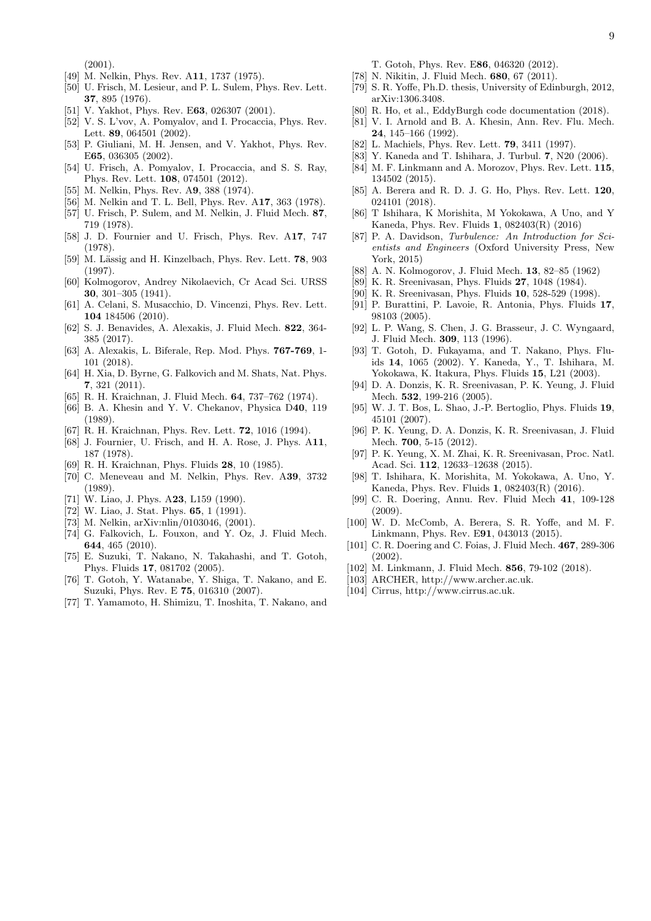(2001).

[49] M. Nelkin, Phys. Rev. A**11**, 1737 (1975).

[50] U. Frisch, M. Lesieur, and P. L. Sulem, Phys. Rev. Lett. **37**, 895 (1976).

[51] V. Yakhot, Phys. Rev. E**63**, 026307 (2001).

[52] V. S. L'vov, A. Pomyalov, and I. Procaccia, Phys. Rev. Lett. **89**, 064501 (2002).

[53] P. Giuliani, M. H. Jensen, and V. Yakhot, Phys. Rev. E**65**, 036305 (2002).

[54] U. Frisch, A. Pomyalov, I. Procaccia, and S. S. Ray, Phys. Rev. Lett. **108**, 074501 (2012).

[55] M. Nelkin, Phys. Rev. A**9**, 388 (1974).

[56] M. Nelkin and T. L. Bell, Phys. Rev. A**17**, 363 (1978).

[57] U. Frisch, P. Sulem, and M. Nelkin, J. Fluid Mech. **87**, 719 (1978).

[58] J. D. Fournier and U. Frisch, Phys. Rev. A**17**, 747 (1978).

[59] M. Lässig and H. Kinzelbach, Phys. Rev. Lett. **78**, 903 (1997).

[60] Kolmogorov, Andrey Nikolaevich, Cr Acad Sci. URSS **30**, 301–305 (1941).

[61] A. Celani, S. Musacchio, D. Vincenzi, Phys. Rev. Lett. **104** 184506 (2010).

[62] S. J. Benavides, A. Alexakis, J. Fluid Mech. **822**, 364-385 (2017).

[63] A. Alexakis, L. Biferale, Rep. Mod. Phys. **767-769**, 1-101 (2018).

[64] H. Xia, D. Byrne, G. Falkovich and M. Shats, Nat. Phys. **7**, 321 (2011).

[65] R. H. Kraichnan, J. Fluid Mech. **64**, 737–762 (1974).

[66] B. A. Khesin and Y. V. Chekanov, Physica D**40**, 119 (1989).

[67] R. H. Kraichnan, Phys. Rev. Lett. **72**, 1016 (1994).

[68] J. Fournier, U. Frisch, and H. A. Rose, J. Phys. A**11**, 187 (1978).

[69] R. H. Kraichnan, Phys. Fluids **28**, 10 (1985).

[70] C. Meneveau and M. Nelkin, Phys. Rev. A**39**, 3732 (1989).

[71] W. Liao, J. Phys. A**23**, L159 (1990).

[72] W. Liao, J. Stat. Phys. **65**, 1 (1991).

[73] M. Nelkin, arXiv:nlin/0103046, (2001).

[74] G. Falkovich, L. Fouxon, and Y. Oz, J. Fluid Mech. **644**, 465 (2010).

[75] E. Suzuki, T. Nakano, N. Takahashi, and T. Gotoh, Phys. Fluids **17**, 081702 (2005).

[76] T. Gotoh, Y. Watanabe, Y. Shiga, T. Nakano, and E. Suzuki, Phys. Rev. E **75**, 016310 (2007).

[77] T. Yamamoto, H. Shimizu, T. Inoshita, T. Nakano, and T. Gotoh, Phys. Rev. E**86**, 046320 (2012).

[78] N. Nikitin, J. Fluid Mech. **680**, 67 (2011).

[79] S. R. Yoffe, Ph.D. thesis, University of Edinburgh, 2012, arXiv:1306.3408.

[80] R. Ho, et al., EddyBurgh code documentation (2018).

[81] V. I. Arnold and B. A. Khesin, Ann. Rev. Flu. Mech. **24**, 145–166 (1992).

[82] L. Machiels, Phys. Rev. Lett. **79**, 3411 (1997).

[83] Y. Kaneda and T. Ishihara, J. Turbul. **7**, N20 (2006).

[84] M. F. Linkmann and A. Morozov, Phys. Rev. Lett. **115**, 134502 (2015).

[85] A. Berera and R. D. J. G. Ho, Phys. Rev. Lett. **120**, 024101 (2018).

[86] T Ishihara, K Morishita, M Yokokawa, A Uno, and Y Kaneda, Phys. Rev. Fluids **1**, 082403(R) (2016)

[87] P. A. Davidson, *Turbulence: An Introduction for Scientists and Engineers* (Oxford University Press, New York, 2015)

[88] A. N. Kolmogorov, J. Fluid Mech. **13**, 82–85 (1962)

[89] K. R. Sreenivasan, Phys. Fluids **27**, 1048 (1984).

[90] K. R. Sreenivasan, Phys. Fluids **10**, 528-529 (1998).

[91] P. Burattini, P. Lavoie, R. Antonia, Phys. Fluids **17**, 98103 (2005).

[92] L. P. Wang, S. Chen, J. G. Brasseur, J. C. Wyngaard, J. Fluid Mech. **309**, 113 (1996).

[93] T. Gotoh, D. Fukayama, and T. Nakano, Phys. Fluids **14**, 1065 (2002). Y. Kaneda, Y., T. Ishihara, M. Yokokawa, K. Itakura, Phys. Fluids **15**, L21 (2003).

[94] D. A. Donzis, K. R. Sreenivasan, P. K. Yeung, J. Fluid Mech. **532**, 199-216 (2005).

[95] W. J. T. Bos, L. Shao, J.-P. Bertoglio, Phys. Fluids **19**, 45101 (2007).

[96] P. K. Yeung, D. A. Donzis, K. R. Sreenivasan, J. Fluid Mech. **700**, 5-15 (2012).

[97] P. K. Yeung, X. M. Zhai, K. R. Sreenivasan, Proc. Natl. Acad. Sci. **112**, 12633–12638 (2015).

[98] T. Ishihara, K. Morishita, M. Yokokawa, A. Uno, Y. Kaneda, Phys. Rev. Fluids **1**, 082403(R) (2016).

[99] C. R. Doering, Annu. Rev. Fluid Mech **41**, 109-128 (2009).

[100] W. D. McComb, A. Berera, S. R. Yoffe, and M. F. Linkmann, Phys. Rev. E**91**, 043013 (2015).

[101] C. R. Doering and C. Foias, J. Fluid Mech. **467**, 289-306 (2002).

[102] M. Linkmann, J. Fluid Mech. **856**, 79-102 (2018).

[103] ARCHER, http://www.archer.ac.uk.

[104] Cirrus, http://www.cirrus.ac.uk.